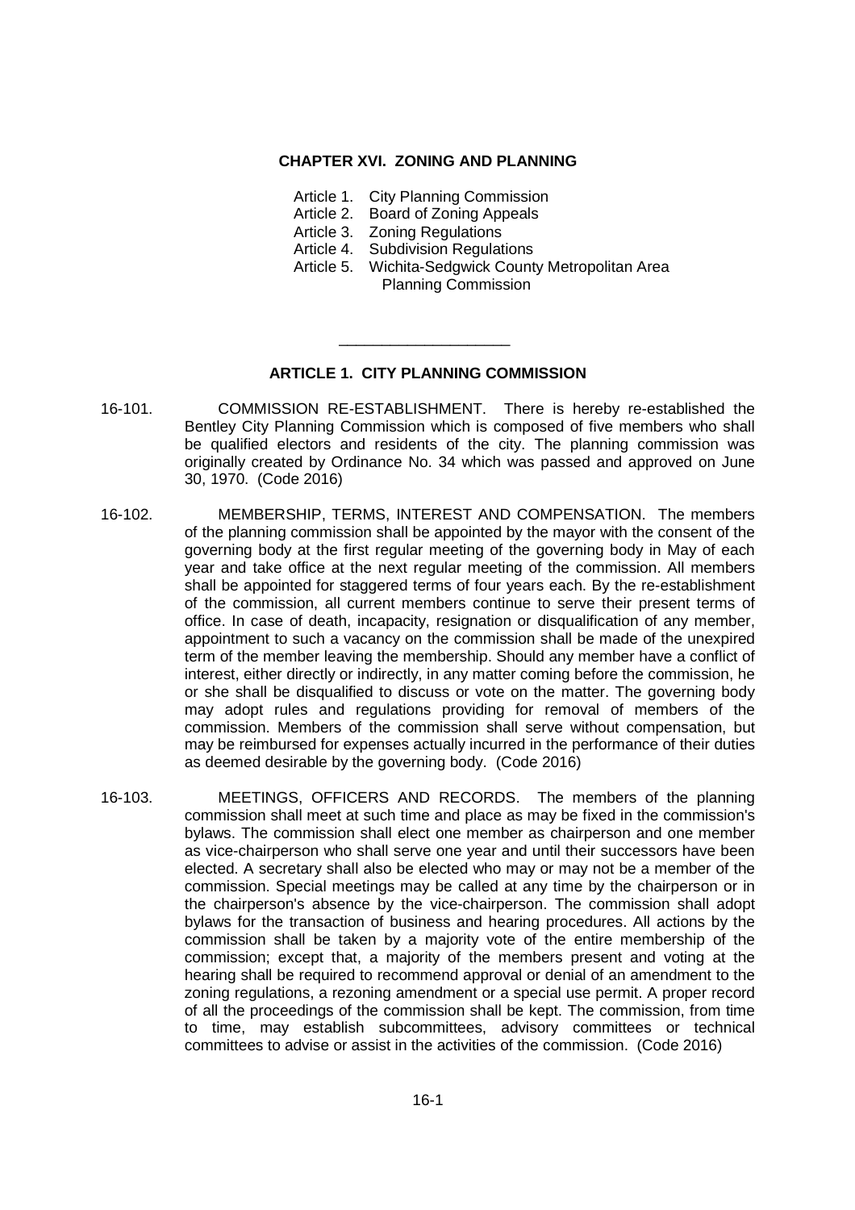# CHAPTER XVI. ZONING AND PLANNING

- Article 1. City Planning Commission
- Article 2. Board of Zoning Appeals
- Article 3. Zoning Regulations
- Article 4. Subdivision Regulations
- Article 5. Wichita-Sedgwick County Metropolitan Area Planning Commission

---

## ARTICLE 1. CITY PLANNING COMMISSION

16-101. COMMISSION RE-ESTABLISHMENT. There is hereby re-established the Bentley City Planning Commission which is composed of five members who shall be qualified electors and residents of the city. The planning commission was originally created by Ordinance No. 34 which was passed and approved on June 30, 1970. (Code 2016)

16-102. MEMBERSHIP, TERMS, INTEREST AND COMPENSATION. The members of the planning commission shall be appointed by the mayor with the consent of the governing body at the first regular meeting of the governing body in May of each year and take office at the next regular meeting of the commission. All members shall be appointed for staggered terms of four years each. By the re-establishment of the commission, all current members continue to serve their present terms of office. In case of death, incapacity, resignation or disqualification of any member, appointment to such a vacancy on the commission shall be made of the unexpired term of the member leaving the membership. Should any member have a conflict of interest, either directly or indirectly, in any matter coming before the commission, he or she shall be disqualified to discuss or vote on the matter. The governing body may adopt rules and regulations providing for removal of members of the commission. Members of the commission shall serve without compensation, but may be reimbursed for expenses actually incurred in the performance of their duties as deemed desirable by the governing body. (Code 2016)

16-103. MEETINGS, OFFICERS AND RECORDS. The members of the planning commission shall meet at such time and place as may be fixed in the commission's bylaws. The commission shall elect one member as chairperson and one member as vice-chairperson who shall serve one year and until their successors have been elected. A secretary shall also be elected who may or may not be a member of the commission. Special meetings may be called at any time by the chairperson or in the chairperson's absence by the vice-chairperson. The commission shall adopt bylaws for the transaction of business and hearing procedures. All actions by the commission shall be taken by a majority vote of the entire membership of the commission; except that, a majority of the members present and voting at the hearing shall be required to recommend approval or denial of an amendment to the zoning regulations, a rezoning amendment or a special use permit. A proper record of all the proceedings of the commission shall be kept. The commission, from time to time, may establish subcommittees, advisory committees or technical committees to advise or assist in the activities of the commission. (Code 2016)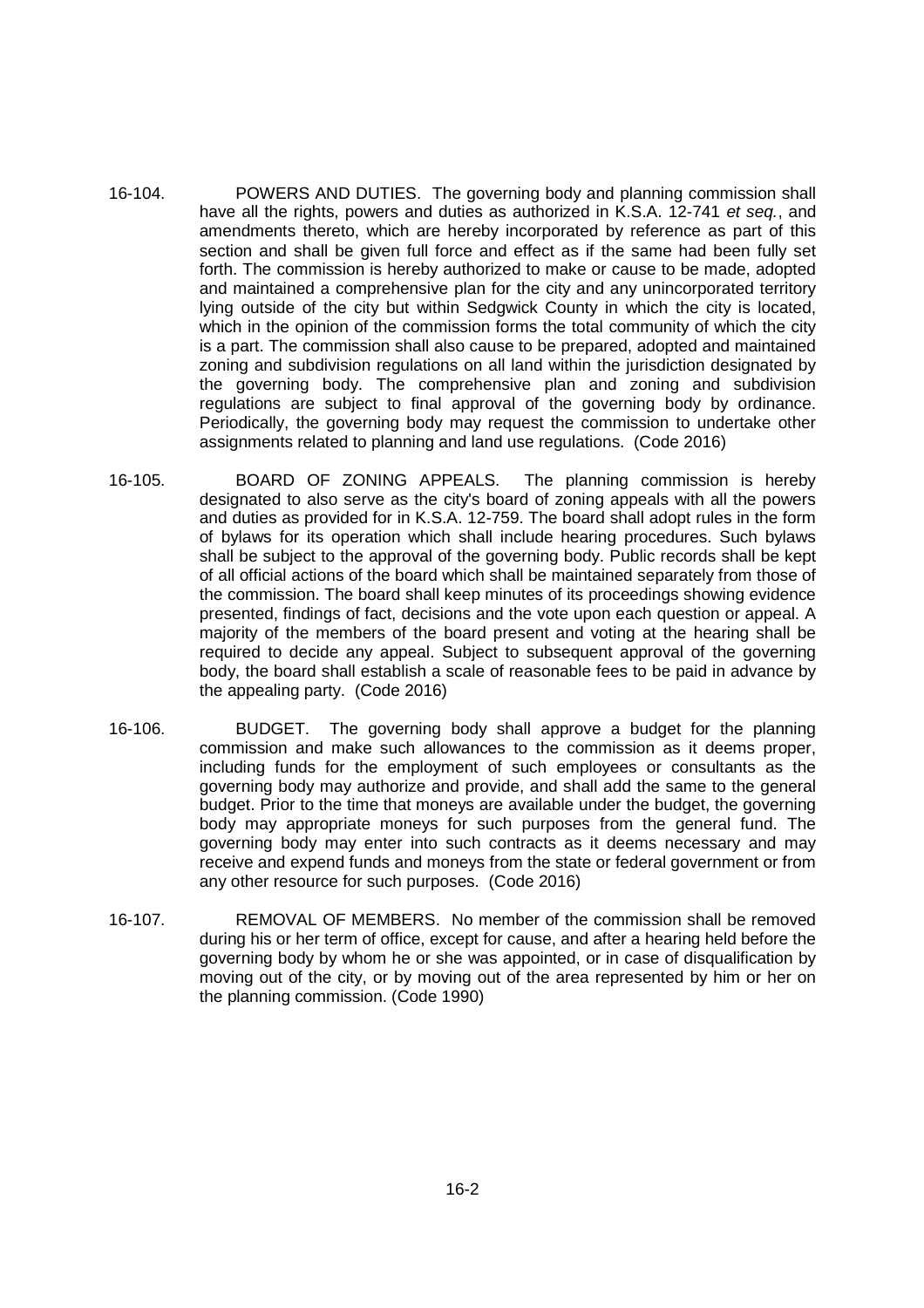16-104. POWERS AND DUTIES. The governing body and planning commission shall have all the rights, powers and duties as authorized in K.S.A. 12-741 *et seq.*, and amendments thereto, which are hereby incorporated by reference as part of this section and shall be given full force and effect as if the same had been fully set forth. The commission is hereby authorized to make or cause to be made, adopted and maintained a comprehensive plan for the city and any unincorporated territory lying outside of the city but within Sedgwick County in which the city is located, which in the opinion of the commission forms the total community of which the city is a part. The commission shall also cause to be prepared, adopted and maintained zoning and subdivision regulations on all land within the jurisdiction designated by the governing body. The comprehensive plan and zoning and subdivision regulations are subject to final approval of the governing body by ordinance. Periodically, the governing body may request the commission to undertake other assignments related to planning and land use regulations. (Code 2016)

16-105. BOARD OF ZONING APPEALS. The planning commission is hereby designated to also serve as the city's board of zoning appeals with all the powers and duties as provided for in K.S.A. 12-759. The board shall adopt rules in the form of bylaws for its operation which shall include hearing procedures. Such bylaws shall be subject to the approval of the governing body. Public records shall be kept of all official actions of the board which shall be maintained separately from those of the commission. The board shall keep minutes of its proceedings showing evidence presented, findings of fact, decisions and the vote upon each question or appeal. A majority of the members of the board present and voting at the hearing shall be required to decide any appeal. Subject to subsequent approval of the governing body, the board shall establish a scale of reasonable fees to be paid in advance by the appealing party. (Code 2016)

16-106. BUDGET. The governing body shall approve a budget for the planning commission and make such allowances to the commission as it deems proper, including funds for the employment of such employees or consultants as the governing body may authorize and provide, and shall add the same to the general budget. Prior to the time that moneys are available under the budget, the governing body may appropriate moneys for such purposes from the general fund. The governing body may enter into such contracts as it deems necessary and may receive and expend funds and moneys from the state or federal government or from any other resource for such purposes. (Code 2016)

16-107. REMOVAL OF MEMBERS. No member of the commission shall be removed during his or her term of office, except for cause, and after a hearing held before the governing body by whom he or she was appointed, or in case of disqualification by moving out of the city, or by moving out of the area represented by him or her on the planning commission. (Code 1990)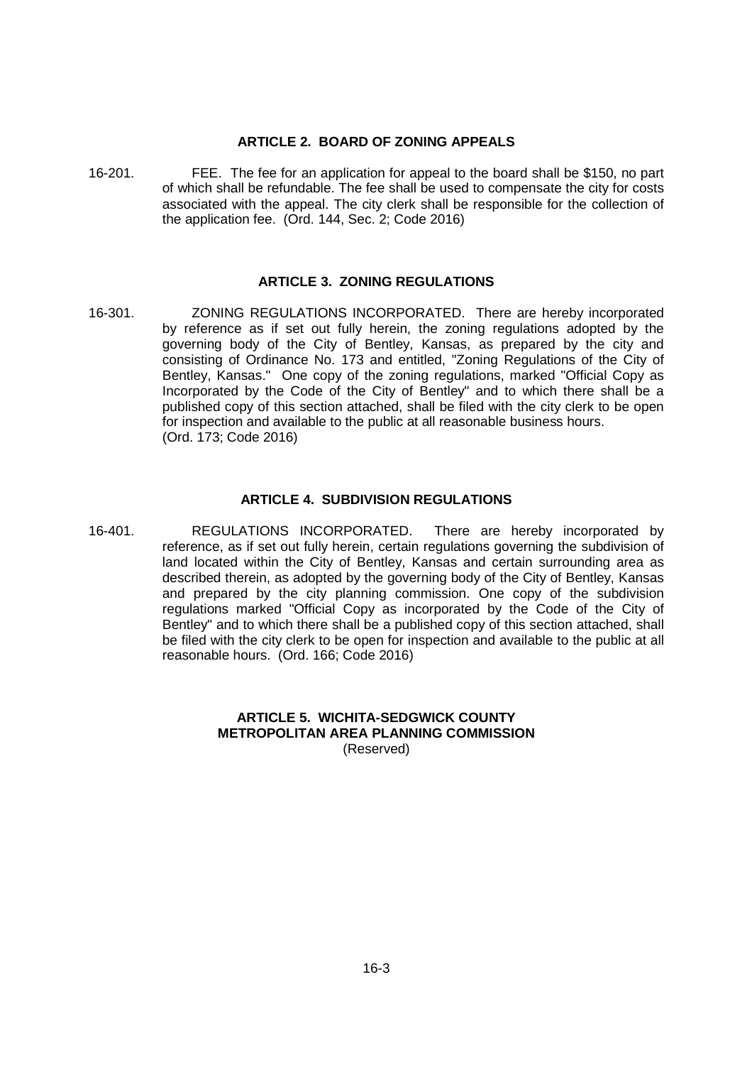## ARTICLE 2. BOARD OF ZONING APPEALS

16-201. FEE. The fee for an application for appeal to the board shall be $150, no part of which shall be refundable. The fee shall be used to compensate the city for costs associated with the appeal. The city clerk shall be responsible for the collection of the application fee. (Ord. 144, Sec. 2; Code 2016)

## ARTICLE 3. ZONING REGULATIONS

16-301. ZONING REGULATIONS INCORPORATED. There are hereby incorporated by reference as if set out fully herein, the zoning regulations adopted by the governing body of the City of Bentley, Kansas, as prepared by the city and consisting of Ordinance No. 173 and entitled, "Zoning Regulations of the City of Bentley, Kansas." One copy of the zoning regulations, marked "Official Copy as Incorporated by the Code of the City of Bentley" and to which there shall be a published copy of this section attached, shall be filed with the city clerk to be open for inspection and available to the public at all reasonable business hours. (Ord. 173; Code 2016)

## ARTICLE 4. SUBDIVISION REGULATIONS

16-401. REGULATIONS INCORPORATED. There are hereby incorporated by reference, as if set out fully herein, certain regulations governing the subdivision of land located within the City of Bentley, Kansas and certain surrounding area as described therein, as adopted by the governing body of the City of Bentley, Kansas and prepared by the city planning commission. One copy of the subdivision regulations marked "Official Copy as incorporated by the Code of the City of Bentley" and to which there shall be a published copy of this section attached, shall be filed with the city clerk to be open for inspection and available to the public at all reasonable hours. (Ord. 166; Code 2016)

## ARTICLE 5. WICHITA-SEDGWICK COUNTY METROPOLITAN AREA PLANNING COMMISSION

(Reserved)